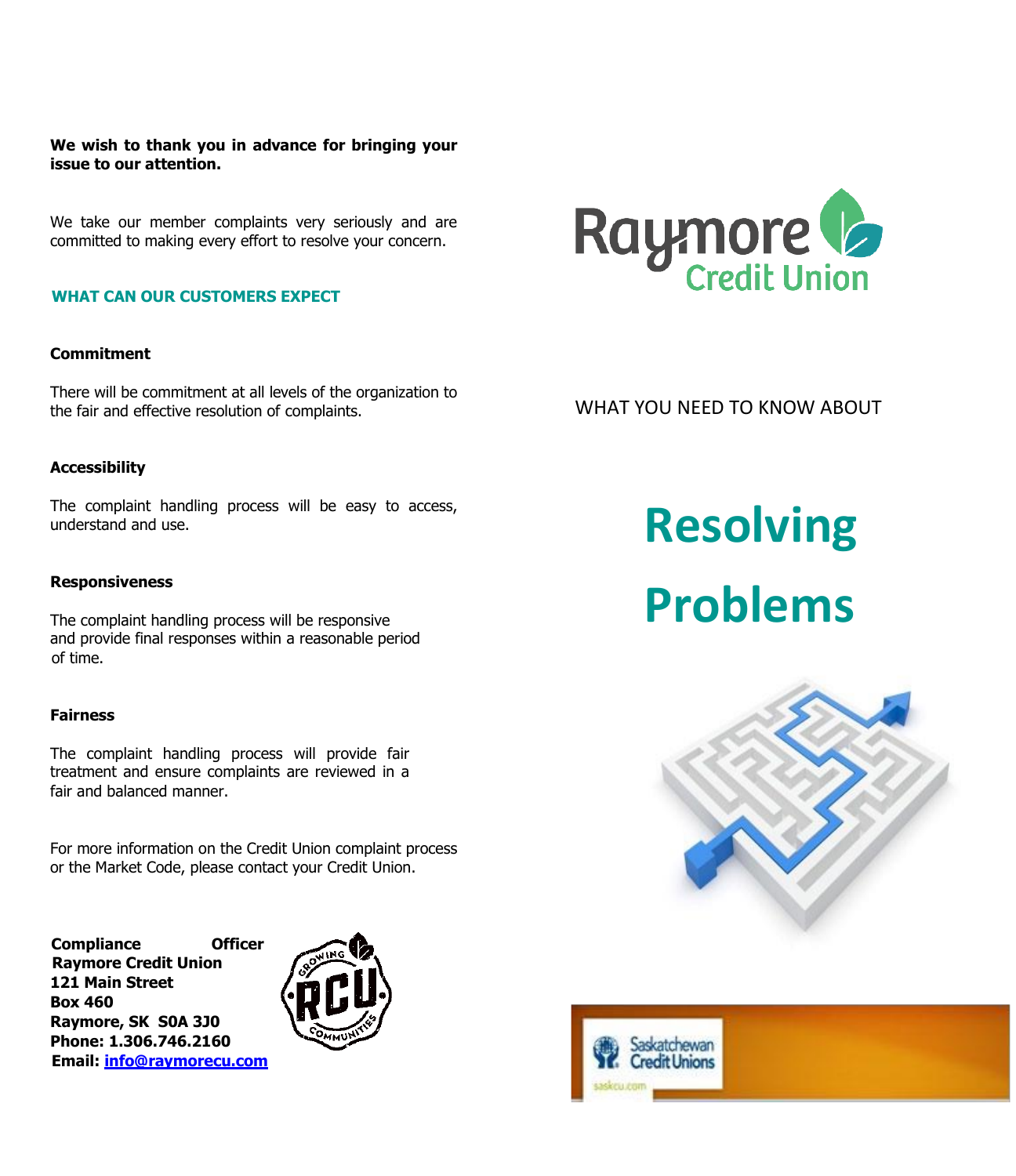**We wish to thank you in advance for bringing your issue to our attention.**

We take our member complaints very seriously and are committed to making every effort to resolve your concern.

## WHAT CAN OUR CUSTOMERS EXPECT

**Commitment**

There will be commitment at all levels of the organization to the fair and effective resolution of complaints.

**Accessibility**

The complaint handling process will be easy to access, understand and use.

**Responsiveness**

The complaint handling process will be responsive and provide final responses within a reasonable period of time.

**Fairness**

The complaint handling process will provide fair treatment and ensure complaints are reviewed in a fair and balanced manner.

For more information on the Credit Union complaint process or the Market Code, please contact your Credit Union.

**Compliance Officer**
**Raymore Credit Union**
**121 Main Street**
**Box 460**
**Raymore, SK S0A 3J0**
**Phone: 1.306.746.2160**
**Email: info@raymorecu.com**

Raymore Credit Union

WHAT YOU NEED TO KNOW ABOUT

# Resolving Problems

Saskatchewan Credit Unions
saskcu.com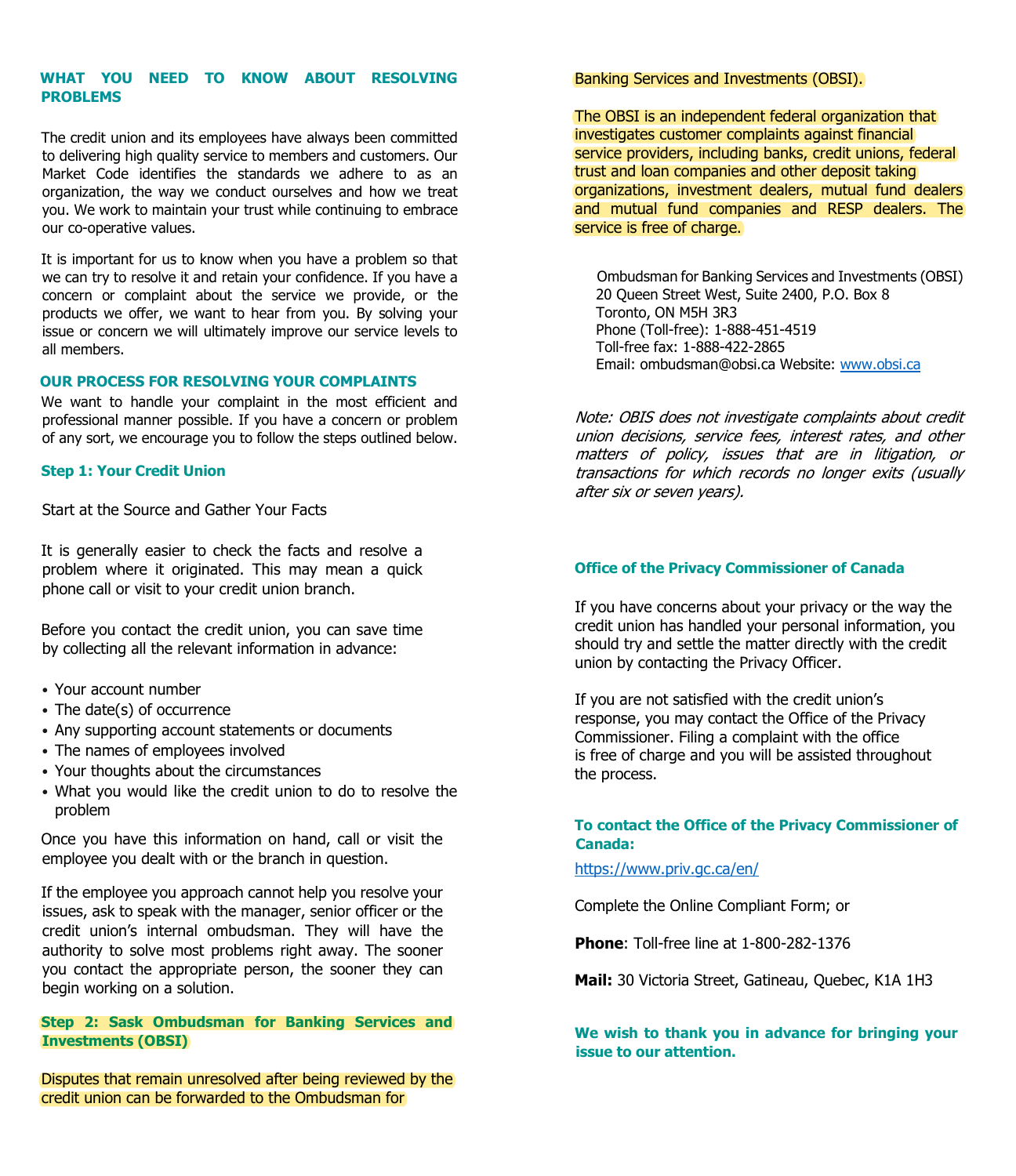## WHAT YOU NEED TO KNOW ABOUT RESOLVING PROBLEMS

The credit union and its employees have always been committed to delivering high quality service to members and customers. Our Market Code identifies the standards we adhere to as an organization, the way we conduct ourselves and how we treat you. We work to maintain your trust while continuing to embrace our co-operative values.

It is important for us to know when you have a problem so that we can try to resolve it and retain your confidence. If you have a concern or complaint about the service we provide, or the products we offer, we want to hear from you. By solving your issue or concern we will ultimately improve our service levels to all members.

## OUR PROCESS FOR RESOLVING YOUR COMPLAINTS

We want to handle your complaint in the most efficient and professional manner possible. If you have a concern or problem of any sort, we encourage you to follow the steps outlined below.

### Step 1: Your Credit Union

Start at the Source and Gather Your Facts

It is generally easier to check the facts and resolve a problem where it originated. This may mean a quick phone call or visit to your credit union branch.

Before you contact the credit union, you can save time by collecting all the relevant information in advance:

- Your account number
- The date(s) of occurrence
- Any supporting account statements or documents
- The names of employees involved
- Your thoughts about the circumstances
- What you would like the credit union to do to resolve the problem

Once you have this information on hand, call or visit the employee you dealt with or the branch in question.

If the employee you approach cannot help you resolve your issues, ask to speak with the manager, senior officer or the credit union's internal ombudsman. They will have the authority to solve most problems right away. The sooner you contact the appropriate person, the sooner they can begin working on a solution.

### Step 2: Sask Ombudsman for Banking Services and Investments (OBSI)

Disputes that remain unresolved after being reviewed by the credit union can be forwarded to the Ombudsman for Banking Services and Investments (OBSI).

The OBSI is an independent federal organization that investigates customer complaints against financial service providers, including banks, credit unions, federal trust and loan companies and other deposit taking organizations, investment dealers, mutual fund dealers and mutual fund companies and RESP dealers. The service is free of charge.

Ombudsman for Banking Services and Investments (OBSI)
20 Queen Street West, Suite 2400, P.O. Box 8
Toronto, ON M5H 3R3
Phone (Toll-free): 1-888-451-4519
Toll-free fax: 1-888-422-2865
Email: ombudsman@obsi.ca Website: www.obsi.ca

*Note: OBIS does not investigate complaints about credit union decisions, service fees, interest rates, and other matters of policy, issues that are in litigation, or transactions for which records no longer exits (usually after six or seven years).*

### Office of the Privacy Commissioner of Canada

If you have concerns about your privacy or the way the credit union has handled your personal information, you should try and settle the matter directly with the credit union by contacting the Privacy Officer.

If you are not satisfied with the credit union's response, you may contact the Office of the Privacy Commissioner. Filing a complaint with the office is free of charge and you will be assisted throughout the process.

### To contact the Office of the Privacy Commissioner of Canada:

https://www.priv.gc.ca/en/

Complete the Online Compliant Form; or

**Phone**: Toll-free line at 1-800-282-1376

**Mail:** 30 Victoria Street, Gatineau, Quebec, K1A 1H3

**We wish to thank you in advance for bringing your issue to our attention.**